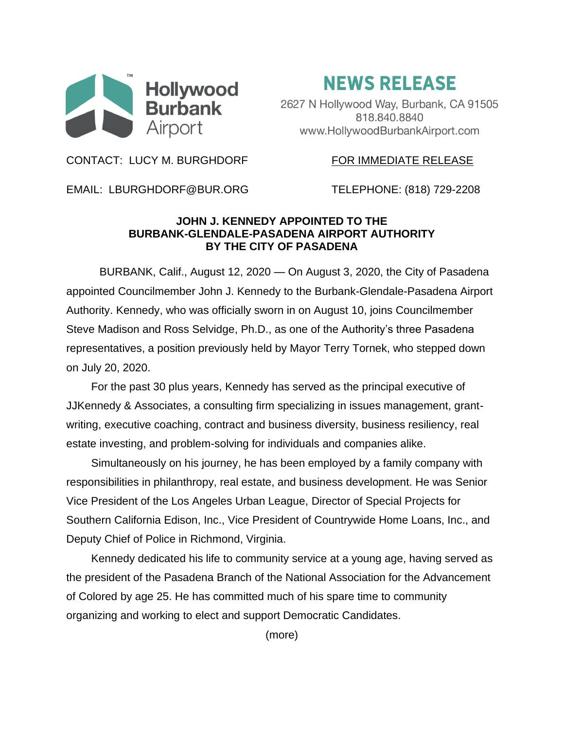Hollywood Burbank Airport

# NEWS RELEASE

2627 N Hollywood Way, Burbank, CA 91505
818.840.8840
www.HollywoodBurbankAirport.com

CONTACT: LUCY M. BURGHDORF — FOR IMMEDIATE RELEASE

EMAIL: LBURGHDORF@BUR.ORG — TELEPHONE: (818) 729-2208

## JOHN J. KENNEDY APPOINTED TO THE BURBANK-GLENDALE-PASADENA AIRPORT AUTHORITY BY THE CITY OF PASADENA

BURBANK, Calif., August 12, 2020 — On August 3, 2020, the City of Pasadena appointed Councilmember John J. Kennedy to the Burbank-Glendale-Pasadena Airport Authority. Kennedy, who was officially sworn in on August 10, joins Councilmember Steve Madison and Ross Selvidge, Ph.D., as one of the Authority's three Pasadena representatives, a position previously held by Mayor Terry Tornek, who stepped down on July 20, 2020.

For the past 30 plus years, Kennedy has served as the principal executive of JJKennedy & Associates, a consulting firm specializing in issues management, grant-writing, executive coaching, contract and business diversity, business resiliency, real estate investing, and problem-solving for individuals and companies alike.

Simultaneously on his journey, he has been employed by a family company with responsibilities in philanthropy, real estate, and business development. He was Senior Vice President of the Los Angeles Urban League, Director of Special Projects for Southern California Edison, Inc., Vice President of Countrywide Home Loans, Inc., and Deputy Chief of Police in Richmond, Virginia.

Kennedy dedicated his life to community service at a young age, having served as the president of the Pasadena Branch of the National Association for the Advancement of Colored by age 25. He has committed much of his spare time to community organizing and working to elect and support Democratic Candidates.

(more)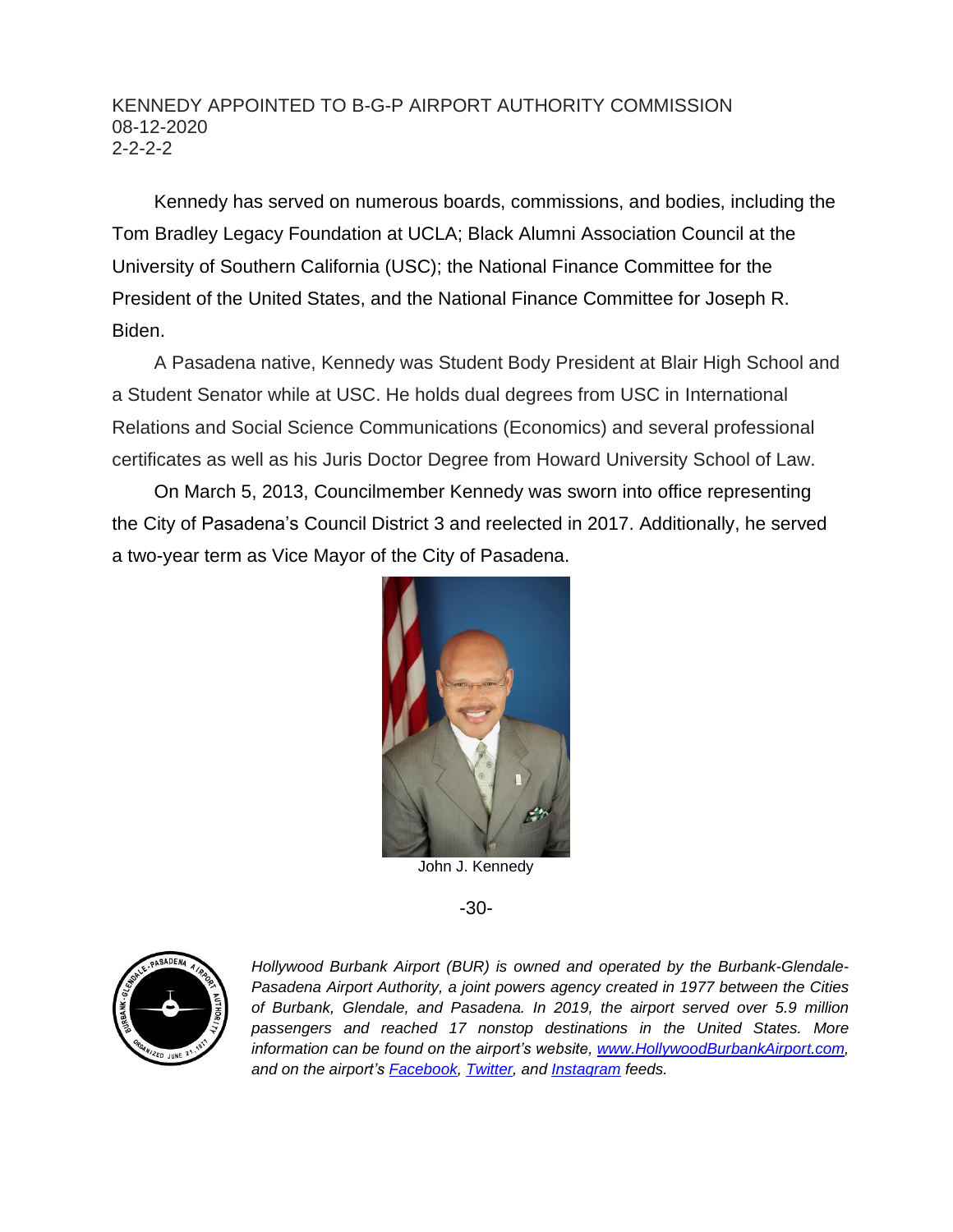KENNEDY APPOINTED TO B-G-P AIRPORT AUTHORITY COMMISSION
08-12-2020
2-2-2-2

Kennedy has served on numerous boards, commissions, and bodies, including the Tom Bradley Legacy Foundation at UCLA; Black Alumni Association Council at the University of Southern California (USC); the National Finance Committee for the President of the United States, and the National Finance Committee for Joseph R. Biden.

A Pasadena native, Kennedy was Student Body President at Blair High School and a Student Senator while at USC. He holds dual degrees from USC in International Relations and Social Science Communications (Economics) and several professional certificates as well as his Juris Doctor Degree from Howard University School of Law.

On March 5, 2013, Councilmember Kennedy was sworn into office representing the City of Pasadena's Council District 3 and reelected in 2017. Additionally, he served a two-year term as Vice Mayor of the City of Pasadena.

John J. Kennedy

-30-

*Hollywood Burbank Airport (BUR) is owned and operated by the Burbank-Glendale-Pasadena Airport Authority, a joint powers agency created in 1977 between the Cities of Burbank, Glendale, and Pasadena. In 2019, the airport served over 5.9 million passengers and reached 17 nonstop destinations in the United States. More information can be found on the airport's website, [www.HollywoodBurbankAirport.com](http://www.HollywoodBurbankAirport.com), and on the airport's Facebook, Twitter, and Instagram feeds.*